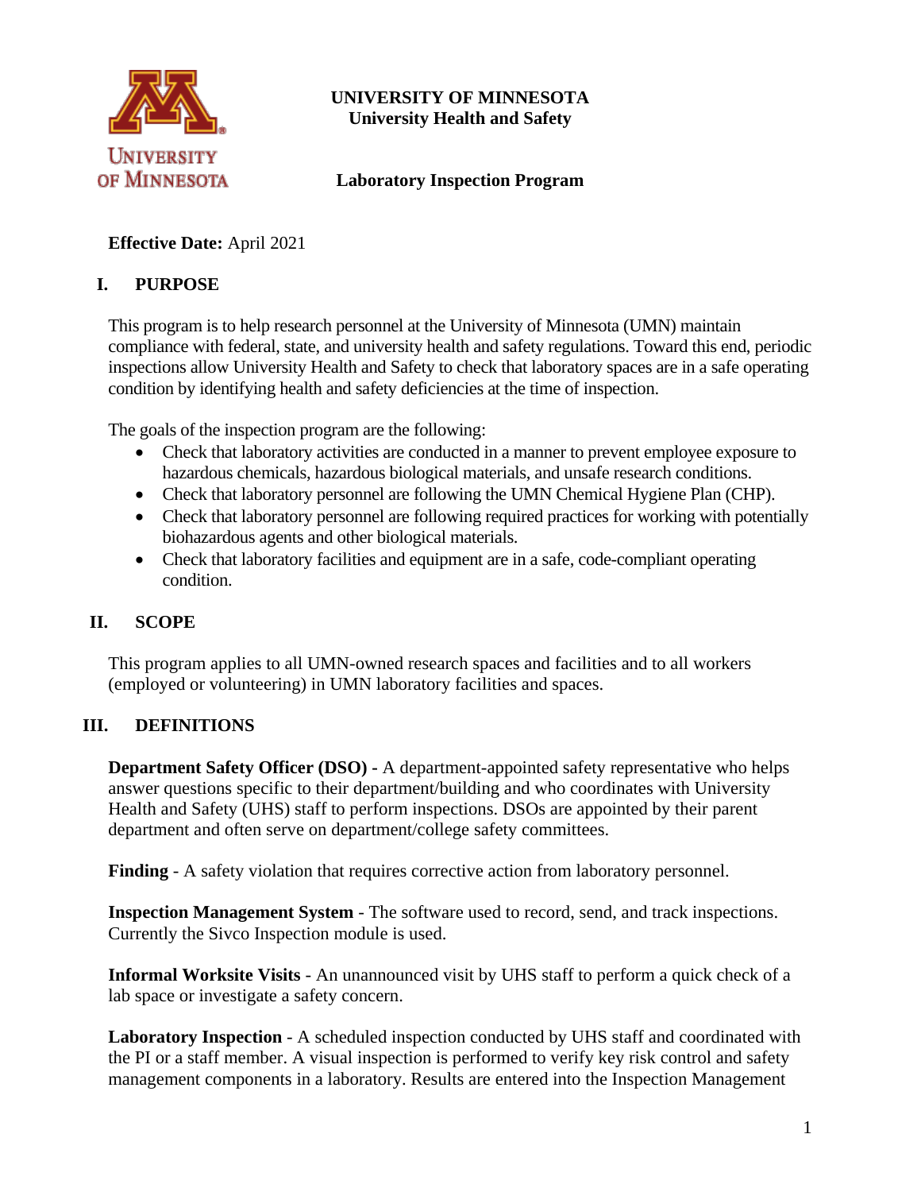**UNIVERSITY OF MINNESOTA**
**University Health and Safety**

# Laboratory Inspection Program

**Effective Date:** April 2021

## I. PURPOSE

This program is to help research personnel at the University of Minnesota (UMN) maintain compliance with federal, state, and university health and safety regulations. Toward this end, periodic inspections allow University Health and Safety to check that laboratory spaces are in a safe operating condition by identifying health and safety deficiencies at the time of inspection.

The goals of the inspection program are the following:

- Check that laboratory activities are conducted in a manner to prevent employee exposure to hazardous chemicals, hazardous biological materials, and unsafe research conditions.
- Check that laboratory personnel are following the UMN Chemical Hygiene Plan (CHP).
- Check that laboratory personnel are following required practices for working with potentially biohazardous agents and other biological materials.
- Check that laboratory facilities and equipment are in a safe, code-compliant operating condition.

## II. SCOPE

This program applies to all UMN-owned research spaces and facilities and to all workers (employed or volunteering) in UMN laboratory facilities and spaces.

## III. DEFINITIONS

**Department Safety Officer (DSO) -** A department-appointed safety representative who helps answer questions specific to their department/building and who coordinates with University Health and Safety (UHS) staff to perform inspections. DSOs are appointed by their parent department and often serve on department/college safety committees.

**Finding** - A safety violation that requires corrective action from laboratory personnel.

**Inspection Management System** - The software used to record, send, and track inspections. Currently the Sivco Inspection module is used.

**Informal Worksite Visits** - An unannounced visit by UHS staff to perform a quick check of a lab space or investigate a safety concern.

**Laboratory Inspection** - A scheduled inspection conducted by UHS staff and coordinated with the PI or a staff member. A visual inspection is performed to verify key risk control and safety management components in a laboratory. Results are entered into the Inspection Management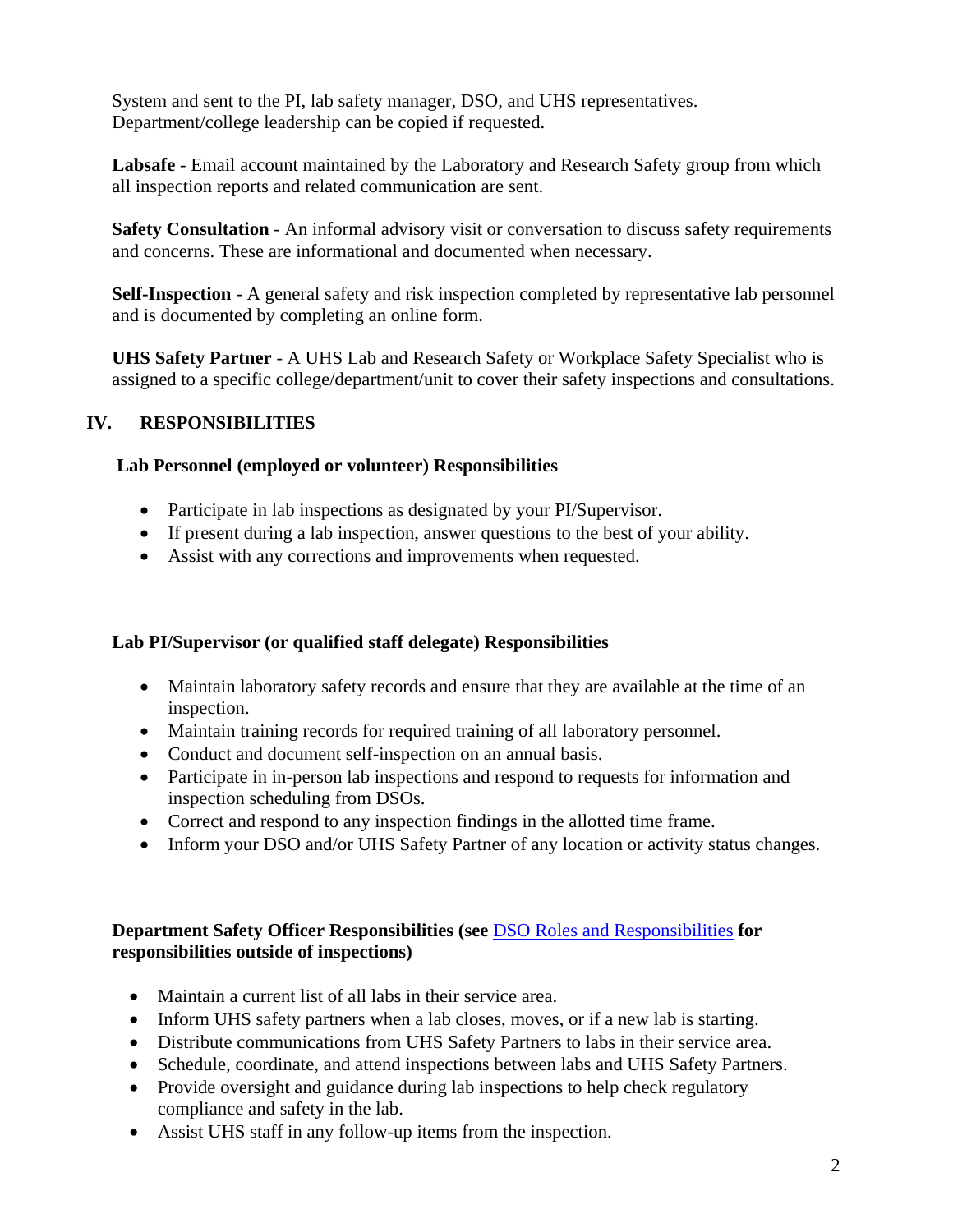System and sent to the PI, lab safety manager, DSO, and UHS representatives. Department/college leadership can be copied if requested.

**Labsafe** - Email account maintained by the Laboratory and Research Safety group from which all inspection reports and related communication are sent.

**Safety Consultation** - An informal advisory visit or conversation to discuss safety requirements and concerns. These are informational and documented when necessary.

**Self-Inspection** - A general safety and risk inspection completed by representative lab personnel and is documented by completing an online form.

**UHS Safety Partner** - A UHS Lab and Research Safety or Workplace Safety Specialist who is assigned to a specific college/department/unit to cover their safety inspections and consultations.

## IV. RESPONSIBILITIES

### Lab Personnel (employed or volunteer) Responsibilities

- Participate in lab inspections as designated by your PI/Supervisor.
- If present during a lab inspection, answer questions to the best of your ability.
- Assist with any corrections and improvements when requested.

### Lab PI/Supervisor (or qualified staff delegate) Responsibilities

- Maintain laboratory safety records and ensure that they are available at the time of an inspection.
- Maintain training records for required training of all laboratory personnel.
- Conduct and document self-inspection on an annual basis.
- Participate in in-person lab inspections and respond to requests for information and inspection scheduling from DSOs.
- Correct and respond to any inspection findings in the allotted time frame.
- Inform your DSO and/or UHS Safety Partner of any location or activity status changes.

### Department Safety Officer Responsibilities (see DSO Roles and Responsibilities for responsibilities outside of inspections)

- Maintain a current list of all labs in their service area.
- Inform UHS safety partners when a lab closes, moves, or if a new lab is starting.
- Distribute communications from UHS Safety Partners to labs in their service area.
- Schedule, coordinate, and attend inspections between labs and UHS Safety Partners.
- Provide oversight and guidance during lab inspections to help check regulatory compliance and safety in the lab.
- Assist UHS staff in any follow-up items from the inspection.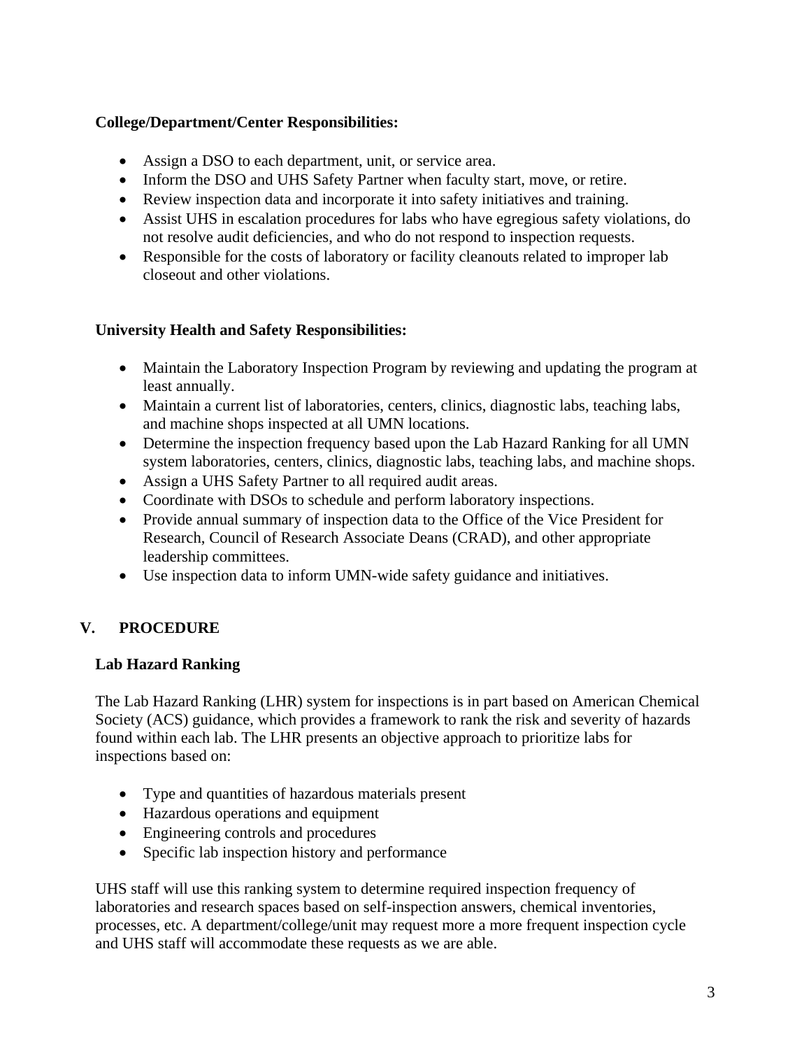**College/Department/Center Responsibilities:**

- Assign a DSO to each department, unit, or service area.
- Inform the DSO and UHS Safety Partner when faculty start, move, or retire.
- Review inspection data and incorporate it into safety initiatives and training.
- Assist UHS in escalation procedures for labs who have egregious safety violations, do not resolve audit deficiencies, and who do not respond to inspection requests.
- Responsible for the costs of laboratory or facility cleanouts related to improper lab closeout and other violations.

**University Health and Safety Responsibilities:**

- Maintain the Laboratory Inspection Program by reviewing and updating the program at least annually.
- Maintain a current list of laboratories, centers, clinics, diagnostic labs, teaching labs, and machine shops inspected at all UMN locations.
- Determine the inspection frequency based upon the Lab Hazard Ranking for all UMN system laboratories, centers, clinics, diagnostic labs, teaching labs, and machine shops.
- Assign a UHS Safety Partner to all required audit areas.
- Coordinate with DSOs to schedule and perform laboratory inspections.
- Provide annual summary of inspection data to the Office of the Vice President for Research, Council of Research Associate Deans (CRAD), and other appropriate leadership committees.
- Use inspection data to inform UMN-wide safety guidance and initiatives.

## V. PROCEDURE

**Lab Hazard Ranking**

The Lab Hazard Ranking (LHR) system for inspections is in part based on American Chemical Society (ACS) guidance, which provides a framework to rank the risk and severity of hazards found within each lab. The LHR presents an objective approach to prioritize labs for inspections based on:

- Type and quantities of hazardous materials present
- Hazardous operations and equipment
- Engineering controls and procedures
- Specific lab inspection history and performance

UHS staff will use this ranking system to determine required inspection frequency of laboratories and research spaces based on self-inspection answers, chemical inventories, processes, etc. A department/college/unit may request more a more frequent inspection cycle and UHS staff will accommodate these requests as we are able.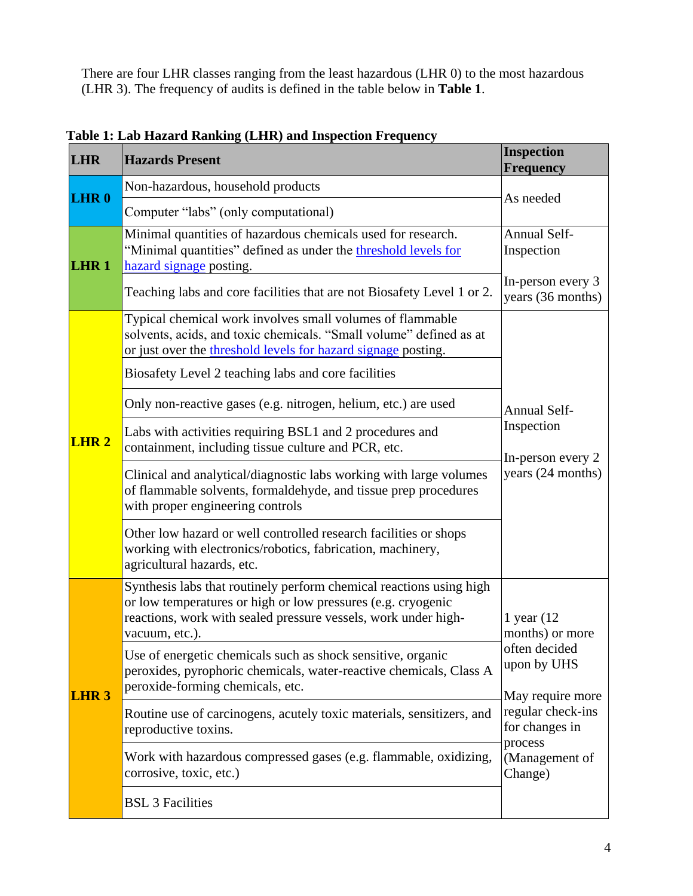There are four LHR classes ranging from the least hazardous (LHR 0) to the most hazardous (LHR 3). The frequency of audits is defined in the table below in **Table 1**.

**Table 1: Lab Hazard Ranking (LHR) and Inspection Frequency**

| LHR | Hazards Present | Inspection Frequency |
|---|---|---|
| LHR 0 | Non-hazardous, household products | As needed |
| | Computer "labs" (only computational) | |
| LHR 1 | Minimal quantities of hazardous chemicals used for research. "Minimal quantities" defined as under the threshold levels for hazard signage posting. | Annual Self-Inspection |
| | Teaching labs and core facilities that are not Biosafety Level 1 or 2. | In-person every 3 years (36 months) |
| LHR 2 | Typical chemical work involves small volumes of flammable solvents, acids, and toxic chemicals. "Small volume" defined as at or just over the threshold levels for hazard signage posting. | Annual Self-Inspection<br><br>In-person every 2 years (24 months) |
| | Biosafety Level 2 teaching labs and core facilities | |
| | Only non-reactive gases (e.g. nitrogen, helium, etc.) are used | |
| | Labs with activities requiring BSL1 and 2 procedures and containment, including tissue culture and PCR, etc. | |
| | Clinical and analytical/diagnostic labs working with large volumes of flammable solvents, formaldehyde, and tissue prep procedures with proper engineering controls | |
| | Other low hazard or well controlled research facilities or shops working with electronics/robotics, fabrication, machinery, agricultural hazards, etc. | |
| LHR 3 | Synthesis labs that routinely perform chemical reactions using high or low temperatures or high or low pressures (e.g. cryogenic reactions, work with sealed pressure vessels, work under high-vacuum, etc.). | 1 year (12 months) or more often decided upon by UHS<br><br>May require more regular check-ins for changes in process (Management of Change) |
| | Use of energetic chemicals such as shock sensitive, organic peroxides, pyrophoric chemicals, water-reactive chemicals, Class A peroxide-forming chemicals, etc. | |
| | Routine use of carcinogens, acutely toxic materials, sensitizers, and reproductive toxins. | |
| | Work with hazardous compressed gases (e.g. flammable, oxidizing, corrosive, toxic, etc.) | |
| | BSL 3 Facilities | |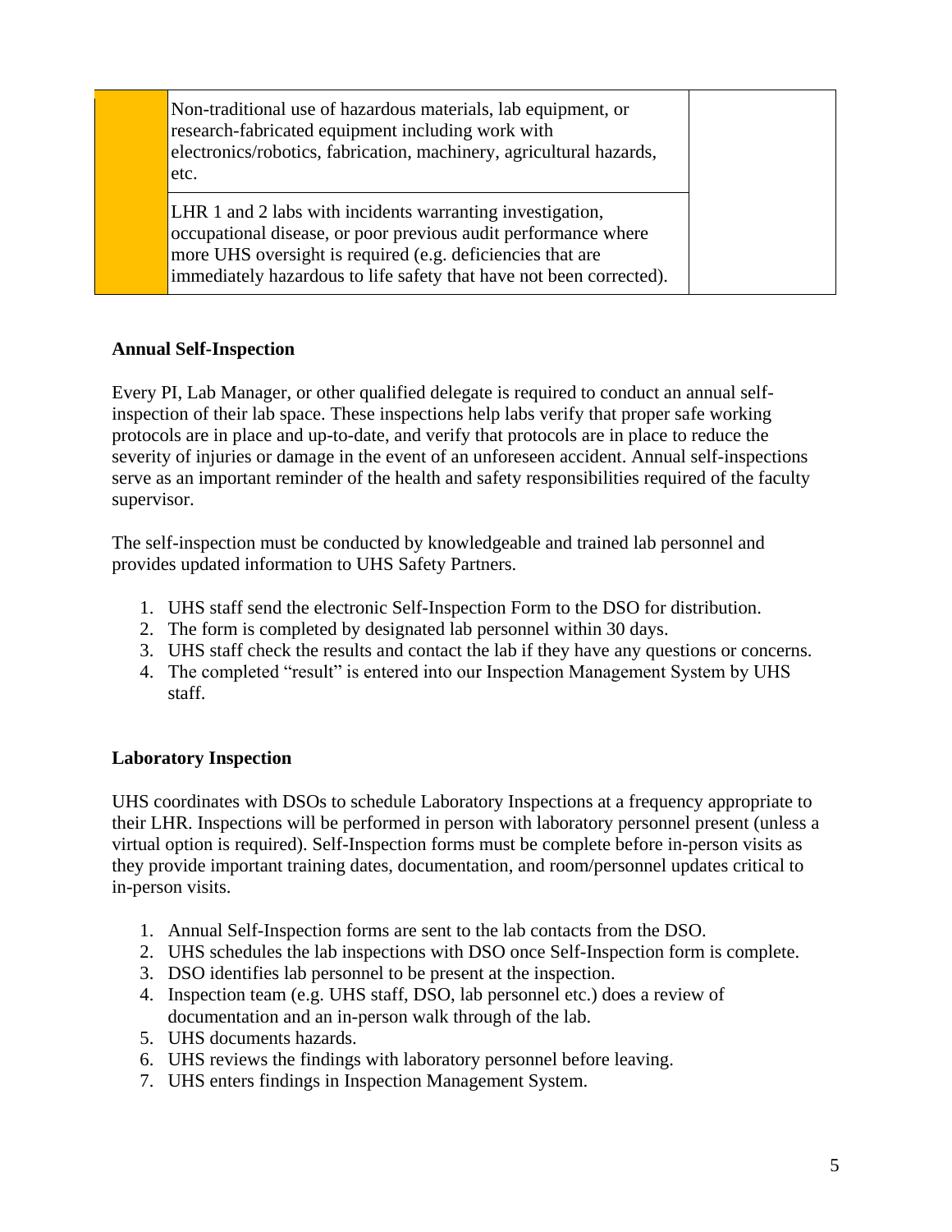| | | |
|---|---|---|
| | Non-traditional use of hazardous materials, lab equipment, or research-fabricated equipment including work with electronics/robotics, fabrication, machinery, agricultural hazards, etc. | |
| | LHR 1 and 2 labs with incidents warranting investigation, occupational disease, or poor previous audit performance where more UHS oversight is required (e.g. deficiencies that are immediately hazardous to life safety that have not been corrected). | |

**Annual Self-Inspection**

Every PI, Lab Manager, or other qualified delegate is required to conduct an annual self-inspection of their lab space. These inspections help labs verify that proper safe working protocols are in place and up-to-date, and verify that protocols are in place to reduce the severity of injuries or damage in the event of an unforeseen accident. Annual self-inspections serve as an important reminder of the health and safety responsibilities required of the faculty supervisor.

The self-inspection must be conducted by knowledgeable and trained lab personnel and provides updated information to UHS Safety Partners.

1. UHS staff send the electronic Self-Inspection Form to the DSO for distribution.
2. The form is completed by designated lab personnel within 30 days.
3. UHS staff check the results and contact the lab if they have any questions or concerns.
4. The completed "result" is entered into our Inspection Management System by UHS staff.

**Laboratory Inspection**

UHS coordinates with DSOs to schedule Laboratory Inspections at a frequency appropriate to their LHR. Inspections will be performed in person with laboratory personnel present (unless a virtual option is required). Self-Inspection forms must be complete before in-person visits as they provide important training dates, documentation, and room/personnel updates critical to in-person visits.

1. Annual Self-Inspection forms are sent to the lab contacts from the DSO.
2. UHS schedules the lab inspections with DSO once Self-Inspection form is complete.
3. DSO identifies lab personnel to be present at the inspection.
4. Inspection team (e.g. UHS staff, DSO, lab personnel etc.) does a review of documentation and an in-person walk through of the lab.
5. UHS documents hazards.
6. UHS reviews the findings with laboratory personnel before leaving.
7. UHS enters findings in Inspection Management System.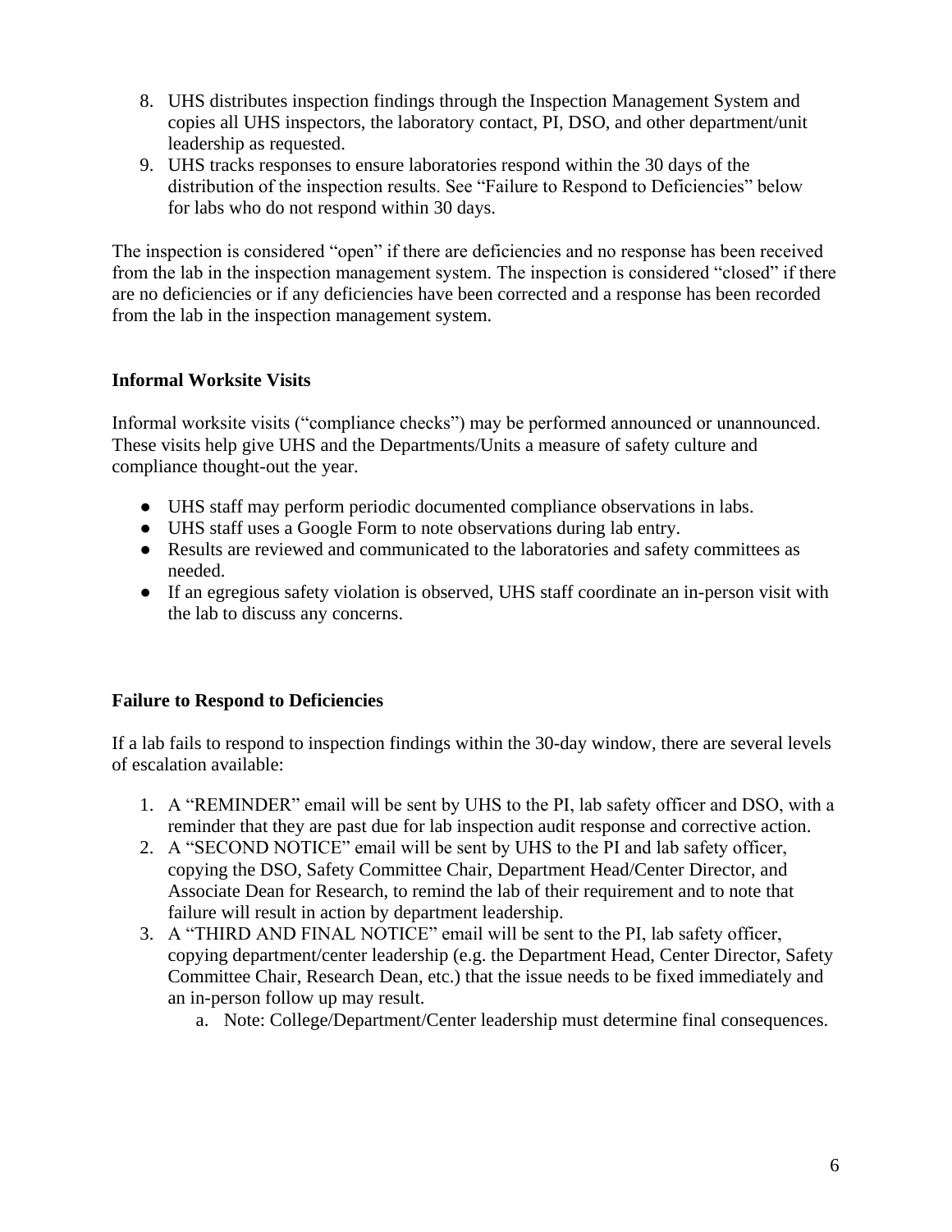8. UHS distributes inspection findings through the Inspection Management System and copies all UHS inspectors, the laboratory contact, PI, DSO, and other department/unit leadership as requested.
9. UHS tracks responses to ensure laboratories respond within the 30 days of the distribution of the inspection results. See "Failure to Respond to Deficiencies" below for labs who do not respond within 30 days.

The inspection is considered "open" if there are deficiencies and no response has been received from the lab in the inspection management system. The inspection is considered "closed" if there are no deficiencies or if any deficiencies have been corrected and a response has been recorded from the lab in the inspection management system.

### Informal Worksite Visits

Informal worksite visits ("compliance checks") may be performed announced or unannounced. These visits help give UHS and the Departments/Units a measure of safety culture and compliance thought-out the year.

- UHS staff may perform periodic documented compliance observations in labs.
- UHS staff uses a Google Form to note observations during lab entry.
- Results are reviewed and communicated to the laboratories and safety committees as needed.
- If an egregious safety violation is observed, UHS staff coordinate an in-person visit with the lab to discuss any concerns.

### Failure to Respond to Deficiencies

If a lab fails to respond to inspection findings within the 30-day window, there are several levels of escalation available:

1. A "REMINDER" email will be sent by UHS to the PI, lab safety officer and DSO, with a reminder that they are past due for lab inspection audit response and corrective action.
2. A "SECOND NOTICE" email will be sent by UHS to the PI and lab safety officer, copying the DSO, Safety Committee Chair, Department Head/Center Director, and Associate Dean for Research, to remind the lab of their requirement and to note that failure will result in action by department leadership.
3. A "THIRD AND FINAL NOTICE" email will be sent to the PI, lab safety officer, copying department/center leadership (e.g. the Department Head, Center Director, Safety Committee Chair, Research Dean, etc.) that the issue needs to be fixed immediately and an in-person follow up may result.
   a. Note: College/Department/Center leadership must determine final consequences.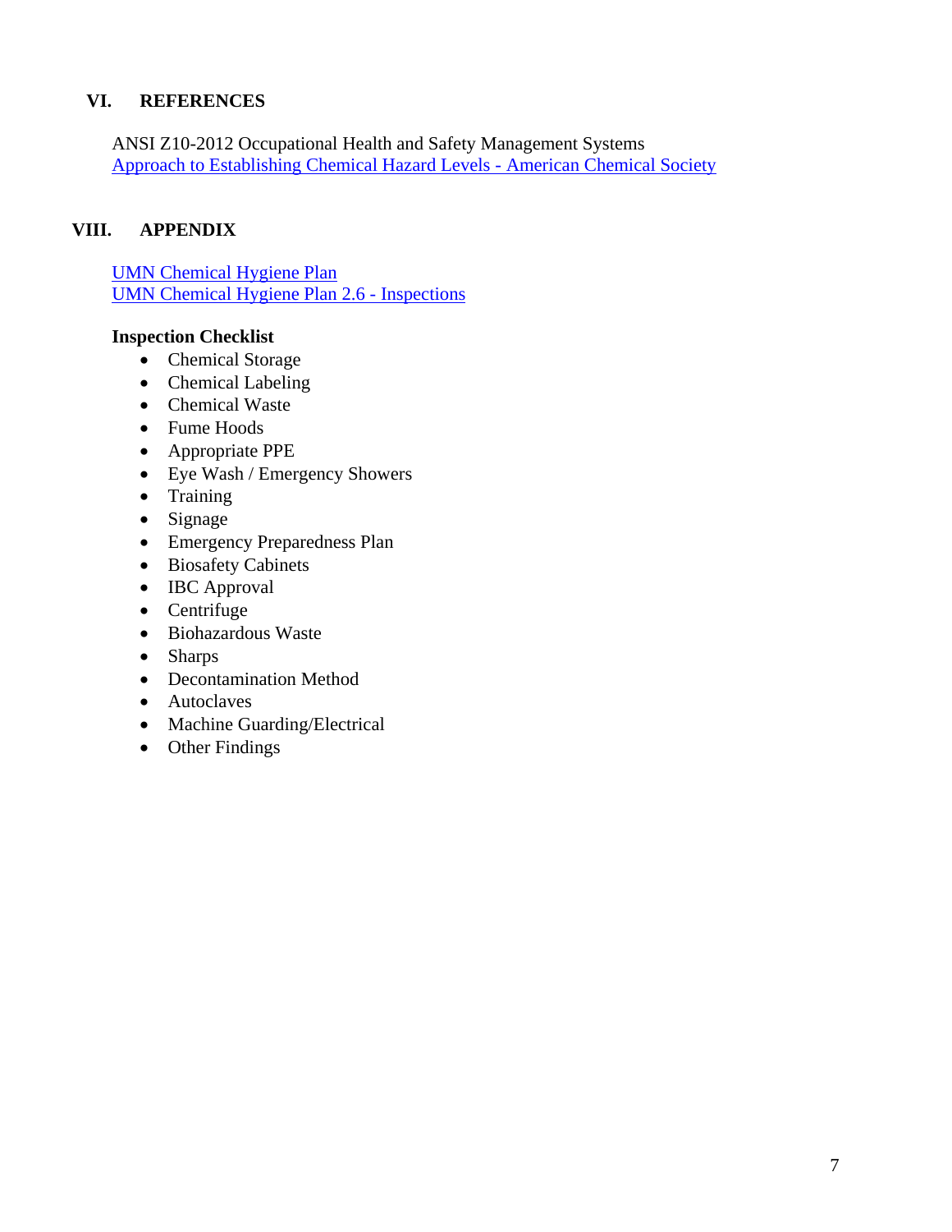## VI. REFERENCES

ANSI Z10-2012 Occupational Health and Safety Management Systems
Approach to Establishing Chemical Hazard Levels - American Chemical Society

## VIII. APPENDIX

UMN Chemical Hygiene Plan
UMN Chemical Hygiene Plan 2.6 - Inspections

**Inspection Checklist**

- Chemical Storage
- Chemical Labeling
- Chemical Waste
- Fume Hoods
- Appropriate PPE
- Eye Wash / Emergency Showers
- Training
- Signage
- Emergency Preparedness Plan
- Biosafety Cabinets
- IBC Approval
- Centrifuge
- Biohazardous Waste
- Sharps
- Decontamination Method
- Autoclaves
- Machine Guarding/Electrical
- Other Findings